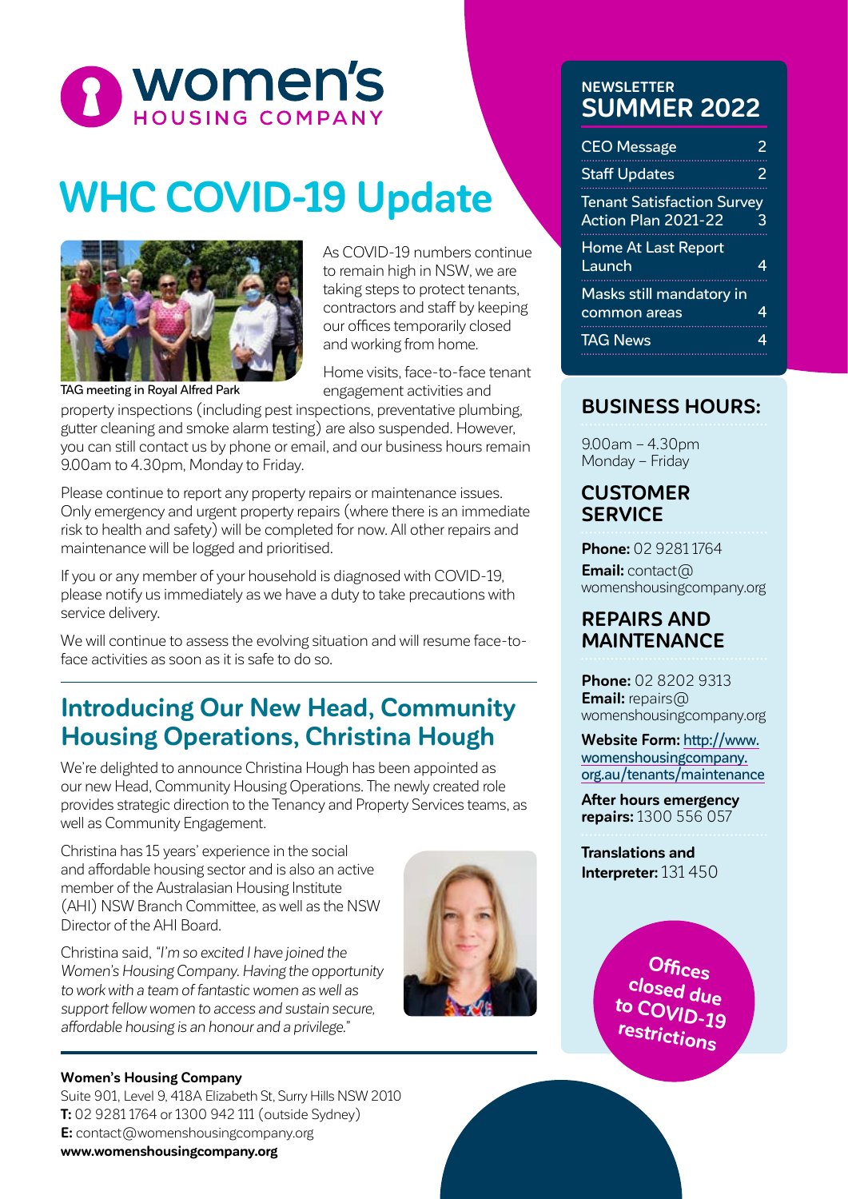# women's HOUSING COMPANY

# WHC COVID-19 Update

TAG meeting in Royal Alfred Park

As COVID-19 numbers continue to remain high in NSW, we are taking steps to protect tenants, contractors and staff by keeping our offices temporarily closed and working from home.

Home visits, face-to-face tenant engagement activities and property inspections (including pest inspections, preventative plumbing, gutter cleaning and smoke alarm testing) are also suspended. However, you can still contact us by phone or email, and our business hours remain 9.00am to 4.30pm, Monday to Friday.

Please continue to report any property repairs or maintenance issues. Only emergency and urgent property repairs (where there is an immediate risk to health and safety) will be completed for now. All other repairs and maintenance will be logged and prioritised.

If you or any member of your household is diagnosed with COVID-19, please notify us immediately as we have a duty to take precautions with service delivery.

We will continue to assess the evolving situation and will resume face-to-face activities as soon as it is safe to do so.

## Introducing Our New Head, Community Housing Operations, Christina Hough

We're delighted to announce Christina Hough has been appointed as our new Head, Community Housing Operations. The newly created role provides strategic direction to the Tenancy and Property Services teams, as well as Community Engagement.

Christina has 15 years' experience in the social and affordable housing sector and is also an active member of the Australasian Housing Institute (AHI) NSW Branch Committee, as well as the NSW Director of the AHI Board.

Christina said, *"I'm so excited I have joined the Women's Housing Company. Having the opportunity to work with a team of fantastic women as well as support fellow women to access and sustain secure, affordable housing is an honour and a privilege."*

**Women's Housing Company**
Suite 901, Level 9, 418A Elizabeth St, Surry Hills NSW 2010
**T:** 02 9281 1764 or 1300 942 111 (outside Sydney)
**E:** contact@womenshousingcompany.org
**www.womenshousingcompany.org**

---

NEWSLETTER
## SUMMER 2022

| | |
|---|---|
| CEO Message | 2 |
| Staff Updates | 2 |
| Tenant Satisfaction Survey Action Plan 2021-22 | 3 |
| Home At Last Report Launch | 4 |
| Masks still mandatory in common areas | 4 |
| TAG News | 4 |

## BUSINESS HOURS:

9.00am – 4.30pm
Monday – Friday

## CUSTOMER SERVICE

**Phone:** 02 9281 1764
**Email:** contact@womenshousingcompany.org

## REPAIRS AND MAINTENANCE

**Phone:** 02 8202 9313
**Email:** repairs@womenshousingcompany.org

**Website Form:** http://www.womenshousingcompany.org.au/tenants/maintenance

**After hours emergency repairs:** 1300 556 057

**Translations and Interpreter:** 131 450

Offices closed due to COVID-19 restrictions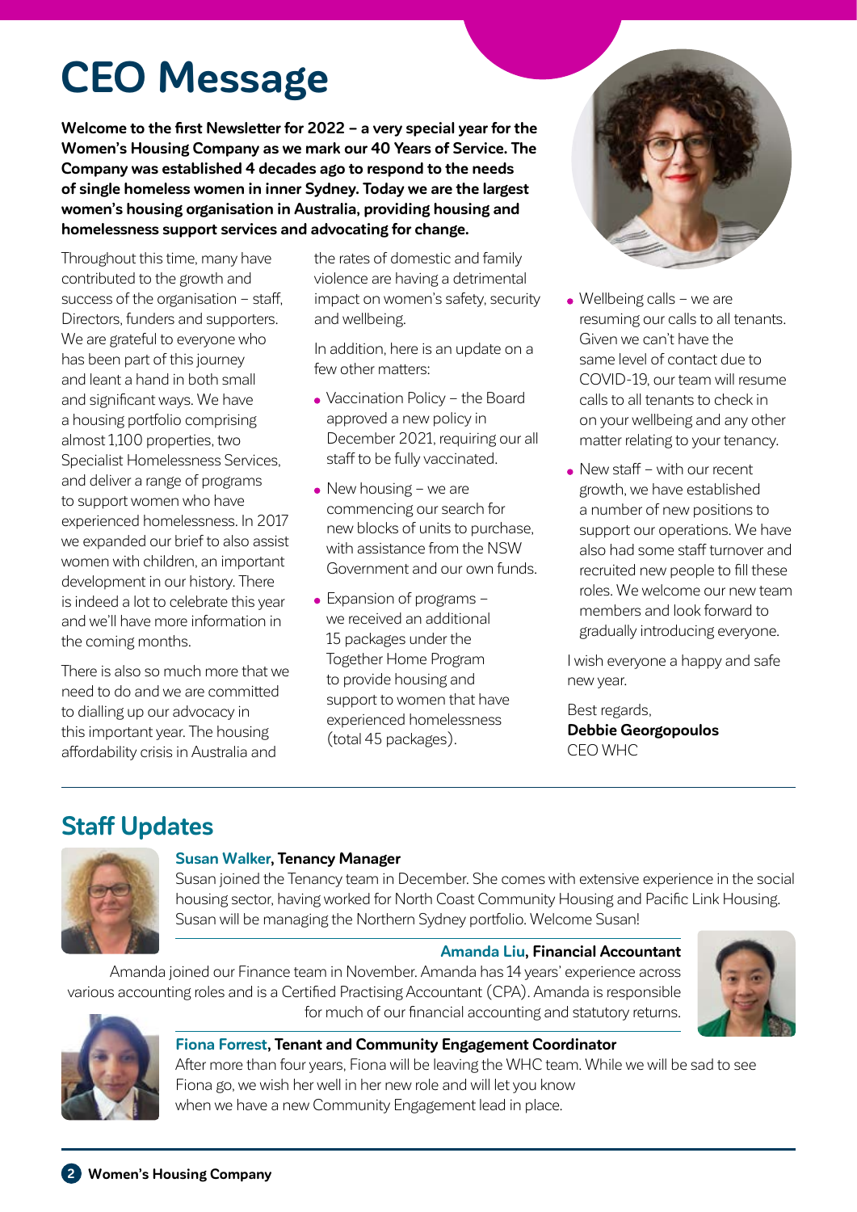# CEO Message

**Welcome to the first Newsletter for 2022 – a very special year for the Women's Housing Company as we mark our 40 Years of Service. The Company was established 4 decades ago to respond to the needs of single homeless women in inner Sydney. Today we are the largest women's housing organisation in Australia, providing housing and homelessness support services and advocating for change.**

Throughout this time, many have contributed to the growth and success of the organisation – staff, Directors, funders and supporters. We are grateful to everyone who has been part of this journey and leant a hand in both small and significant ways. We have a housing portfolio comprising almost 1,100 properties, two Specialist Homelessness Services, and deliver a range of programs to support women who have experienced homelessness. In 2017 we expanded our brief to also assist women with children, an important development in our history. There is indeed a lot to celebrate this year and we'll have more information in the coming months.

There is also so much more that we need to do and we are committed to dialling up our advocacy in this important year. The housing affordability crisis in Australia and the rates of domestic and family violence are having a detrimental impact on women's safety, security and wellbeing.

In addition, here is an update on a few other matters:

- Vaccination Policy – the Board approved a new policy in December 2021, requiring our all staff to be fully vaccinated.
- New housing – we are commencing our search for new blocks of units to purchase, with assistance from the NSW Government and our own funds.
- Expansion of programs – we received an additional 15 packages under the Together Home Program to provide housing and support to women that have experienced homelessness (total 45 packages).
- Wellbeing calls – we are resuming our calls to all tenants. Given we can't have the same level of contact due to COVID-19, our team will resume calls to all tenants to check in on your wellbeing and any other matter relating to your tenancy.
- New staff – with our recent growth, we have established a number of new positions to support our operations. We have also had some staff turnover and recruited new people to fill these roles. We welcome our new team members and look forward to gradually introducing everyone.

I wish everyone a happy and safe new year.

Best regards,
**Debbie Georgopoulos**
CEO WHC

## Staff Updates

**Susan Walker, Tenancy Manager**

Susan joined the Tenancy team in December. She comes with extensive experience in the social housing sector, having worked for North Coast Community Housing and Pacific Link Housing. Susan will be managing the Northern Sydney portfolio. Welcome Susan!

**Amanda Liu, Financial Accountant**

Amanda joined our Finance team in November. Amanda has 14 years' experience across various accounting roles and is a Certified Practising Accountant (CPA). Amanda is responsible for much of our financial accounting and statutory returns.

**Fiona Forrest, Tenant and Community Engagement Coordinator**

After more than four years, Fiona will be leaving the WHC team. While we will be sad to see Fiona go, we wish her well in her new role and will let you know when we have a new Community Engagement lead in place.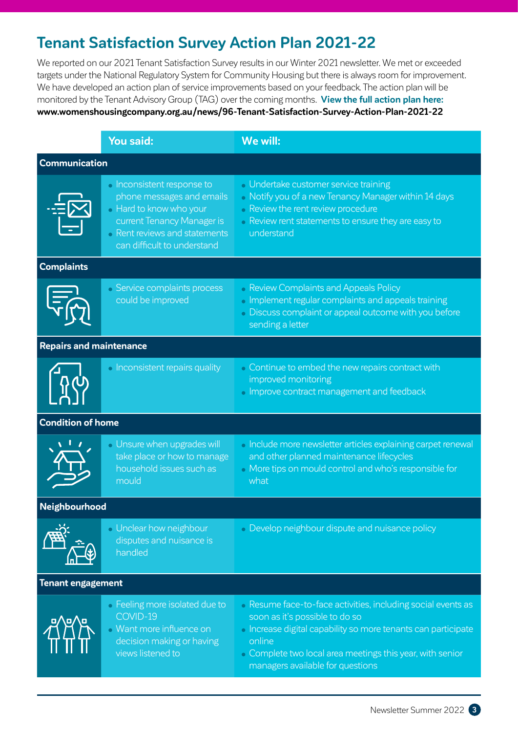# Tenant Satisfaction Survey Action Plan 2021-22

We reported on our 2021 Tenant Satisfaction Survey results in our Winter 2021 newsletter. We met or exceeded targets under the National Regulatory System for Community Housing but there is always room for improvement. We have developed an action plan of service improvements based on your feedback. The action plan will be monitored by the Tenant Advisory Group (TAG) over the coming months. **View the full action plan here: www.womenshousingcompany.org.au/news/96-Tenant-Satisfaction-Survey-Action-Plan-2021-22**

| | You said: | We will: |
|---|---|---|
| **Communication** | | |
| | • Inconsistent response to phone messages and emails<br>• Hard to know who your current Tenancy Manager is<br>• Rent reviews and statements can difficult to understand | • Undertake customer service training<br>• Notify you of a new Tenancy Manager within 14 days<br>• Review the rent review procedure<br>• Review rent statements to ensure they are easy to understand |
| **Complaints** | | |
| | • Service complaints process could be improved | • Review Complaints and Appeals Policy<br>• Implement regular complaints and appeals training<br>• Discuss complaint or appeal outcome with you before sending a letter |
| **Repairs and maintenance** | | |
| | • Inconsistent repairs quality | • Continue to embed the new repairs contract with improved monitoring<br>• Improve contract management and feedback |
| **Condition of home** | | |
| | • Unsure when upgrades will take place or how to manage household issues such as mould | • Include more newsletter articles explaining carpet renewal and other planned maintenance lifecycles<br>• More tips on mould control and who's responsible for what |
| **Neighbourhood** | | |
| | • Unclear how neighbour disputes and nuisance is handled | • Develop neighbour dispute and nuisance policy |
| **Tenant engagement** | | |
| | • Feeling more isolated due to COVID-19<br>• Want more influence on decision making or having views listened to | • Resume face-to-face activities, including social events as soon as it's possible to do so<br>• Increase digital capability so more tenants can participate online<br>• Complete two local area meetings this year, with senior managers available for questions |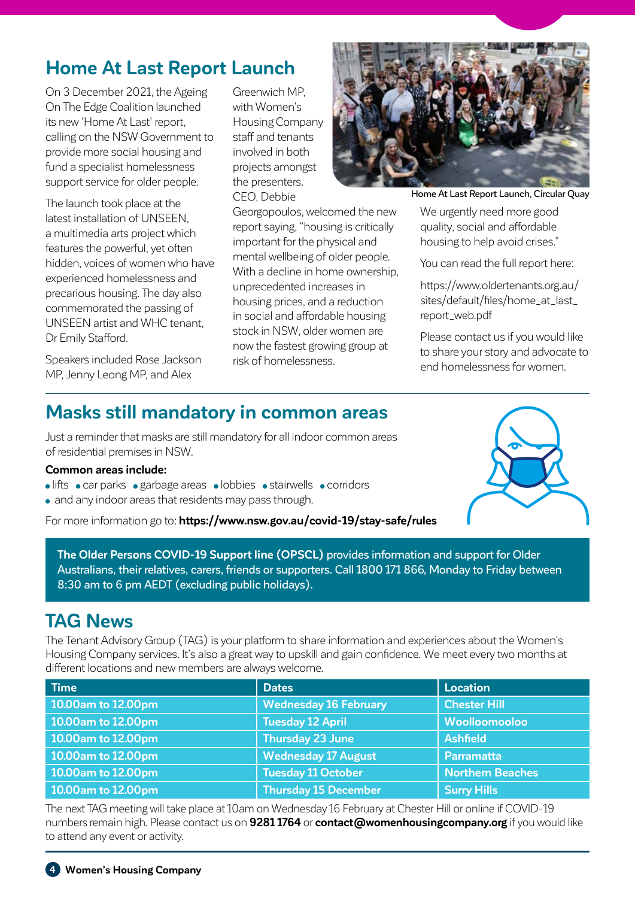## Home At Last Report Launch

On 3 December 2021, the Ageing On The Edge Coalition launched its new 'Home At Last' report, calling on the NSW Government to provide more social housing and fund a specialist homelessness support service for older people.

The launch took place at the latest installation of UNSEEN, a multimedia arts project which features the powerful, yet often hidden, voices of women who have experienced homelessness and precarious housing. The day also commemorated the passing of UNSEEN artist and WHC tenant, Dr Emily Stafford.

Speakers included Rose Jackson MP, Jenny Leong MP, and Alex Greenwich MP, with Women's Housing Company staff and tenants involved in both projects amongst the presenters. CEO, Debbie Georgopoulos, welcomed the new report saying, "housing is critically important for the physical and mental wellbeing of older people. With a decline in home ownership, unprecedented increases in housing prices, and a reduction in social and affordable housing stock in NSW, older women are now the fastest growing group at risk of homelessness.

Home At Last Report Launch, Circular Quay

We urgently need more good quality, social and affordable housing to help avoid crises."

You can read the full report here:

https://www.oldertenants.org.au/sites/default/files/home_at_last_report_web.pdf

Please contact us if you would like to share your story and advocate to end homelessness for women.

## Masks still mandatory in common areas

Just a reminder that masks are still mandatory for all indoor common areas of residential premises in NSW.

**Common areas include:**

- lifts
- car parks
- garbage areas
- lobbies
- stairwells
- corridors
- and any indoor areas that residents may pass through.

For more information go to: **https://www.nsw.gov.au/covid-19/stay-safe/rules**

**The Older Persons COVID-19 Support line (OPSCL)** provides information and support for Older Australians, their relatives, carers, friends or supporters. Call 1800 171 866, Monday to Friday between 8:30 am to 6 pm AEDT (excluding public holidays).

## TAG News

The Tenant Advisory Group (TAG) is your platform to share information and experiences about the Women's Housing Company services. It's also a great way to upskill and gain confidence. We meet every two months at different locations and new members are always welcome.

| Time | Dates | Location |
|---|---|---|
| 10.00am to 12.00pm | Wednesday 16 February | Chester Hill |
| 10.00am to 12.00pm | Tuesday 12 April | Woolloomooloo |
| 10.00am to 12.00pm | Thursday 23 June | Ashfield |
| 10.00am to 12.00pm | Wednesday 17 August | Parramatta |
| 10.00am to 12.00pm | Tuesday 11 October | Northern Beaches |
| 10.00am to 12.00pm | Thursday 15 December | Surry Hills |

The next TAG meeting will take place at 10am on Wednesday 16 February at Chester Hill or online if COVID-19 numbers remain high. Please contact us on **9281 1764** or **contact@womenhousingcompany.org** if you would like to attend any event or activity.